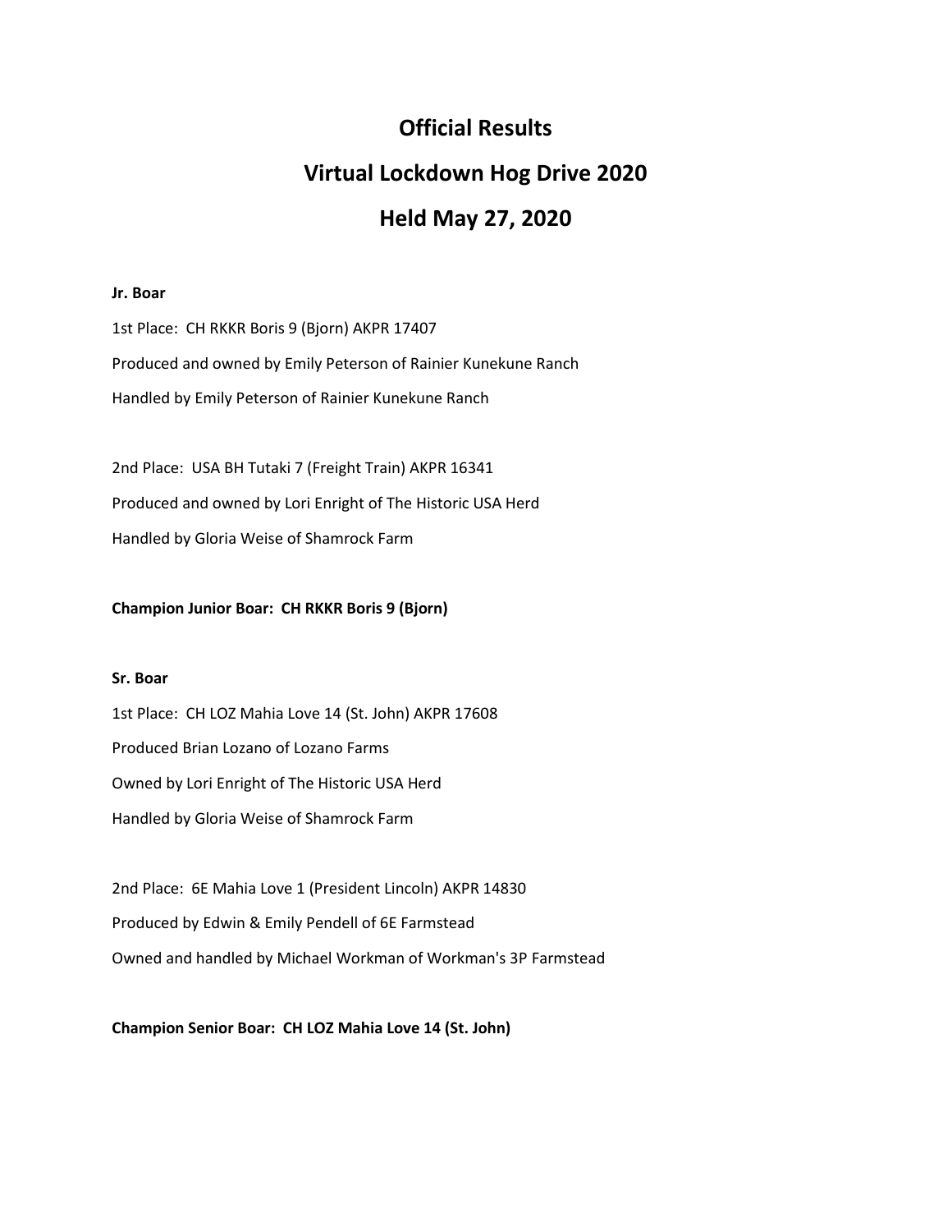# Official Results

# Virtual Lockdown Hog Drive 2020

# Held May 27, 2020

**Jr. Boar**

1st Place: CH RKKR Boris 9 (Bjorn) AKPR 17407

Produced and owned by Emily Peterson of Rainier Kunekune Ranch

Handled by Emily Peterson of Rainier Kunekune Ranch

2nd Place: USA BH Tutaki 7 (Freight Train) AKPR 16341

Produced and owned by Lori Enright of The Historic USA Herd

Handled by Gloria Weise of Shamrock Farm

**Champion Junior Boar: CH RKKR Boris 9 (Bjorn)**

**Sr. Boar**

1st Place: CH LOZ Mahia Love 14 (St. John) AKPR 17608

Produced Brian Lozano of Lozano Farms

Owned by Lori Enright of The Historic USA Herd

Handled by Gloria Weise of Shamrock Farm

2nd Place: 6E Mahia Love 1 (President Lincoln) AKPR 14830

Produced by Edwin & Emily Pendell of 6E Farmstead

Owned and handled by Michael Workman of Workman's 3P Farmstead

**Champion Senior Boar: CH LOZ Mahia Love 14 (St. John)**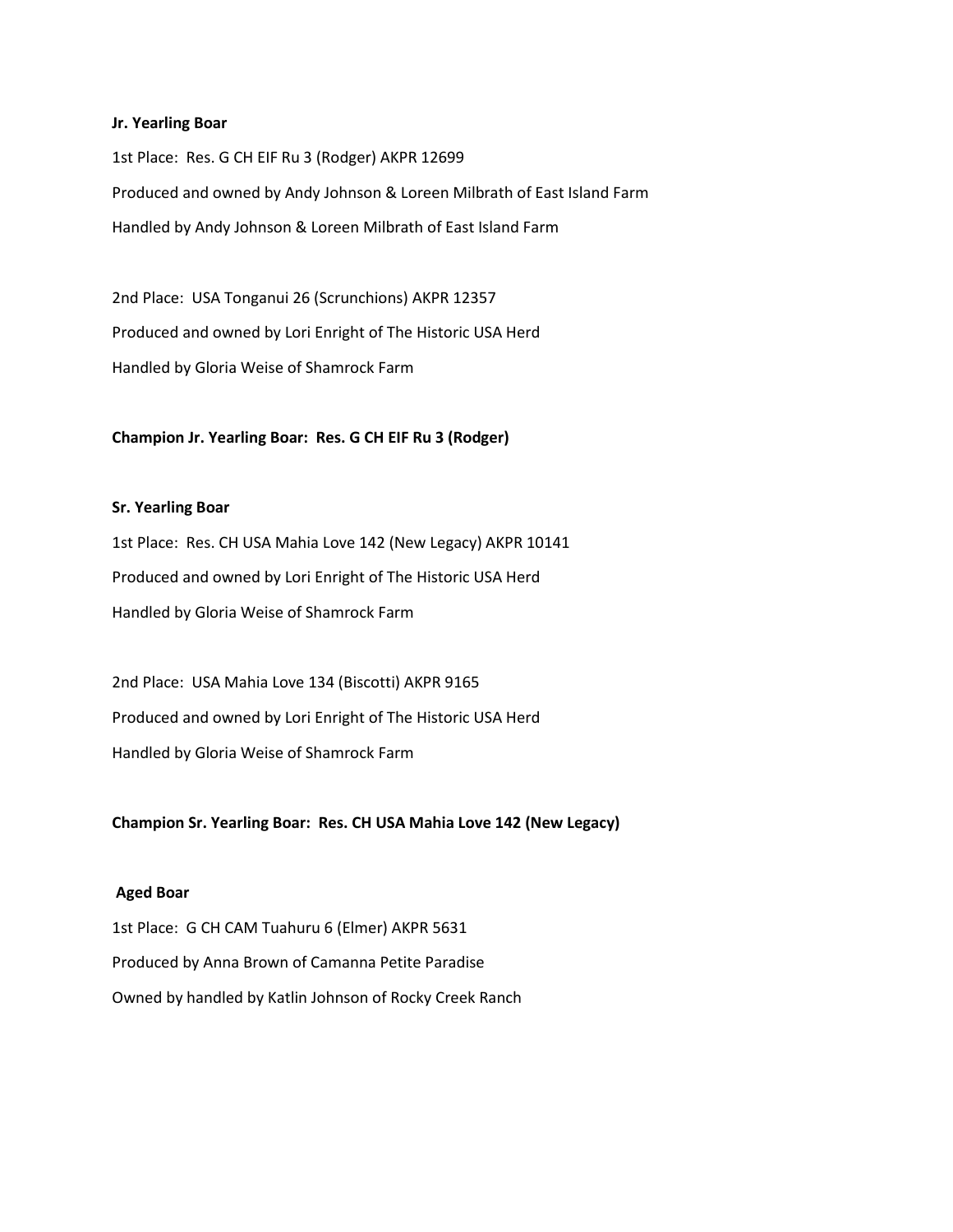**Jr. Yearling Boar**

1st Place: Res. G CH EIF Ru 3 (Rodger) AKPR 12699

Produced and owned by Andy Johnson & Loreen Milbrath of East Island Farm

Handled by Andy Johnson & Loreen Milbrath of East Island Farm

2nd Place: USA Tonganui 26 (Scrunchions) AKPR 12357

Produced and owned by Lori Enright of The Historic USA Herd

Handled by Gloria Weise of Shamrock Farm

**Champion Jr. Yearling Boar: Res. G CH EIF Ru 3 (Rodger)**

**Sr. Yearling Boar**

1st Place: Res. CH USA Mahia Love 142 (New Legacy) AKPR 10141

Produced and owned by Lori Enright of The Historic USA Herd

Handled by Gloria Weise of Shamrock Farm

2nd Place: USA Mahia Love 134 (Biscotti) AKPR 9165

Produced and owned by Lori Enright of The Historic USA Herd

Handled by Gloria Weise of Shamrock Farm

**Champion Sr. Yearling Boar: Res. CH USA Mahia Love 142 (New Legacy)**

**Aged Boar**

1st Place: G CH CAM Tuahuru 6 (Elmer) AKPR 5631

Produced by Anna Brown of Camanna Petite Paradise

Owned by handled by Katlin Johnson of Rocky Creek Ranch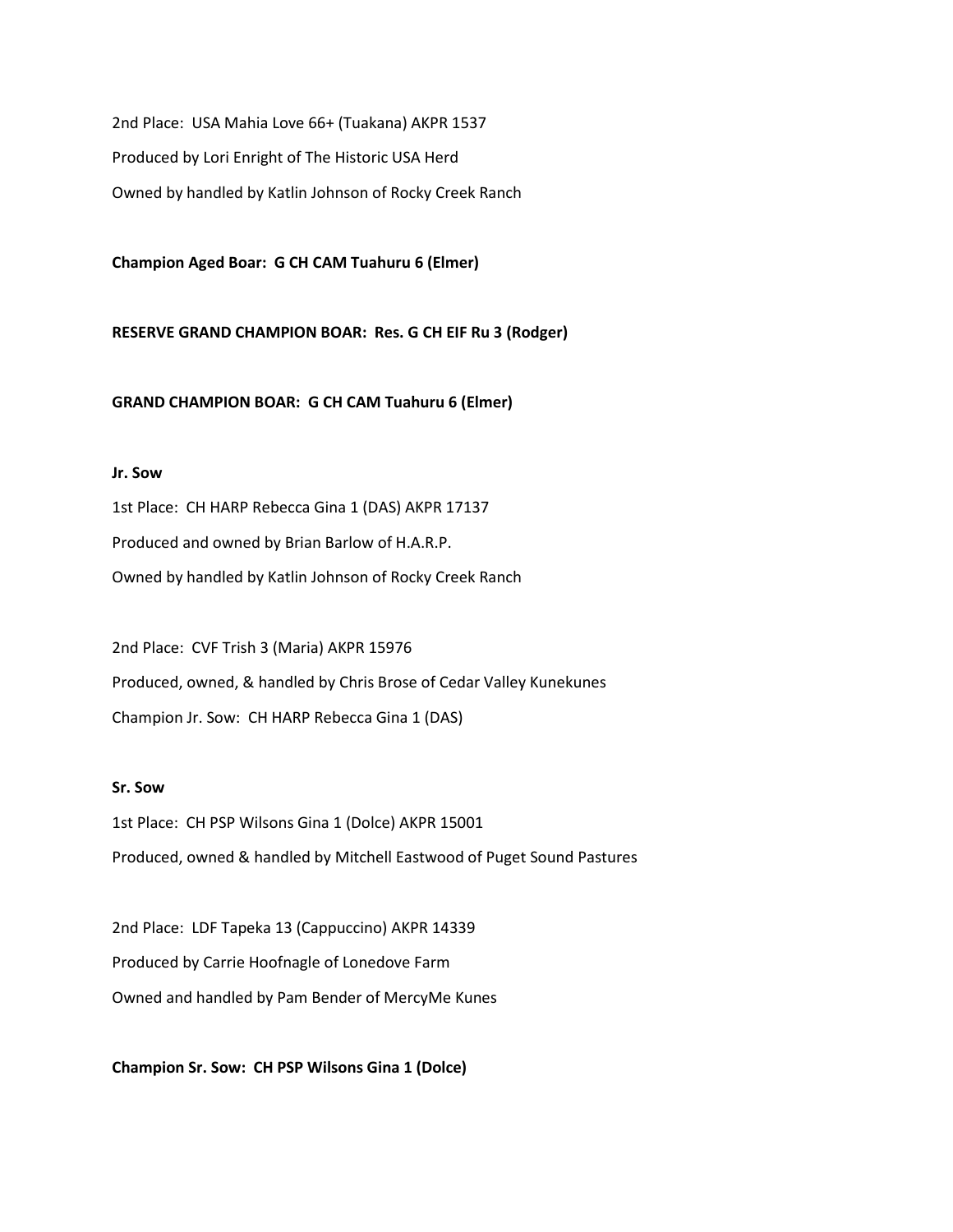2nd Place: USA Mahia Love 66+ (Tuakana) AKPR 1537

Produced by Lori Enright of The Historic USA Herd

Owned by handled by Katlin Johnson of Rocky Creek Ranch

**Champion Aged Boar: G CH CAM Tuahuru 6 (Elmer)**

**RESERVE GRAND CHAMPION BOAR: Res. G CH EIF Ru 3 (Rodger)**

**GRAND CHAMPION BOAR: G CH CAM Tuahuru 6 (Elmer)**

**Jr. Sow**

1st Place: CH HARP Rebecca Gina 1 (DAS) AKPR 17137

Produced and owned by Brian Barlow of H.A.R.P.

Owned by handled by Katlin Johnson of Rocky Creek Ranch

2nd Place: CVF Trish 3 (Maria) AKPR 15976

Produced, owned, & handled by Chris Brose of Cedar Valley Kunekunes

Champion Jr. Sow: CH HARP Rebecca Gina 1 (DAS)

**Sr. Sow**

1st Place: CH PSP Wilsons Gina 1 (Dolce) AKPR 15001

Produced, owned & handled by Mitchell Eastwood of Puget Sound Pastures

2nd Place: LDF Tapeka 13 (Cappuccino) AKPR 14339

Produced by Carrie Hoofnagle of Lonedove Farm

Owned and handled by Pam Bender of MercyMe Kunes

**Champion Sr. Sow: CH PSP Wilsons Gina 1 (Dolce)**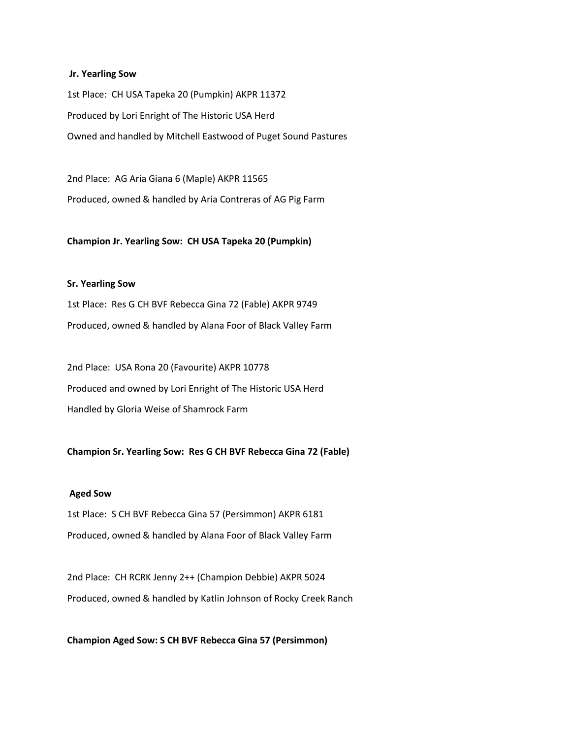**Jr. Yearling Sow**

1st Place: CH USA Tapeka 20 (Pumpkin) AKPR 11372

Produced by Lori Enright of The Historic USA Herd

Owned and handled by Mitchell Eastwood of Puget Sound Pastures

2nd Place: AG Aria Giana 6 (Maple) AKPR 11565

Produced, owned & handled by Aria Contreras of AG Pig Farm

**Champion Jr. Yearling Sow: CH USA Tapeka 20 (Pumpkin)**

**Sr. Yearling Sow**

1st Place: Res G CH BVF Rebecca Gina 72 (Fable) AKPR 9749

Produced, owned & handled by Alana Foor of Black Valley Farm

2nd Place: USA Rona 20 (Favourite) AKPR 10778

Produced and owned by Lori Enright of The Historic USA Herd

Handled by Gloria Weise of Shamrock Farm

**Champion Sr. Yearling Sow: Res G CH BVF Rebecca Gina 72 (Fable)**

**Aged Sow**

1st Place: S CH BVF Rebecca Gina 57 (Persimmon) AKPR 6181

Produced, owned & handled by Alana Foor of Black Valley Farm

2nd Place: CH RCRK Jenny 2++ (Champion Debbie) AKPR 5024

Produced, owned & handled by Katlin Johnson of Rocky Creek Ranch

**Champion Aged Sow: S CH BVF Rebecca Gina 57 (Persimmon)**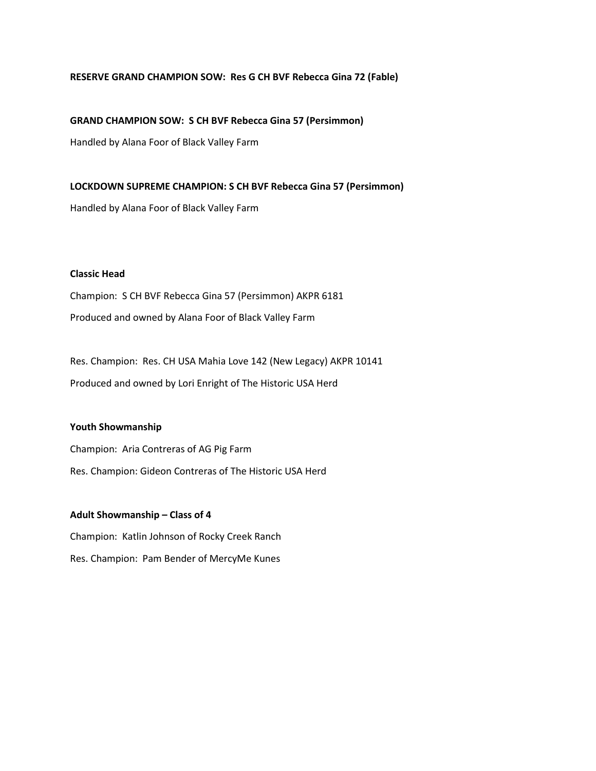**RESERVE GRAND CHAMPION SOW: Res G CH BVF Rebecca Gina 72 (Fable)**

**GRAND CHAMPION SOW: S CH BVF Rebecca Gina 57 (Persimmon)**

Handled by Alana Foor of Black Valley Farm

**LOCKDOWN SUPREME CHAMPION: S CH BVF Rebecca Gina 57 (Persimmon)**

Handled by Alana Foor of Black Valley Farm

**Classic Head**

Champion: S CH BVF Rebecca Gina 57 (Persimmon) AKPR 6181

Produced and owned by Alana Foor of Black Valley Farm

Res. Champion: Res. CH USA Mahia Love 142 (New Legacy) AKPR 10141

Produced and owned by Lori Enright of The Historic USA Herd

**Youth Showmanship**

Champion: Aria Contreras of AG Pig Farm

Res. Champion: Gideon Contreras of The Historic USA Herd

**Adult Showmanship – Class of 4**

Champion: Katlin Johnson of Rocky Creek Ranch

Res. Champion: Pam Bender of MercyMe Kunes